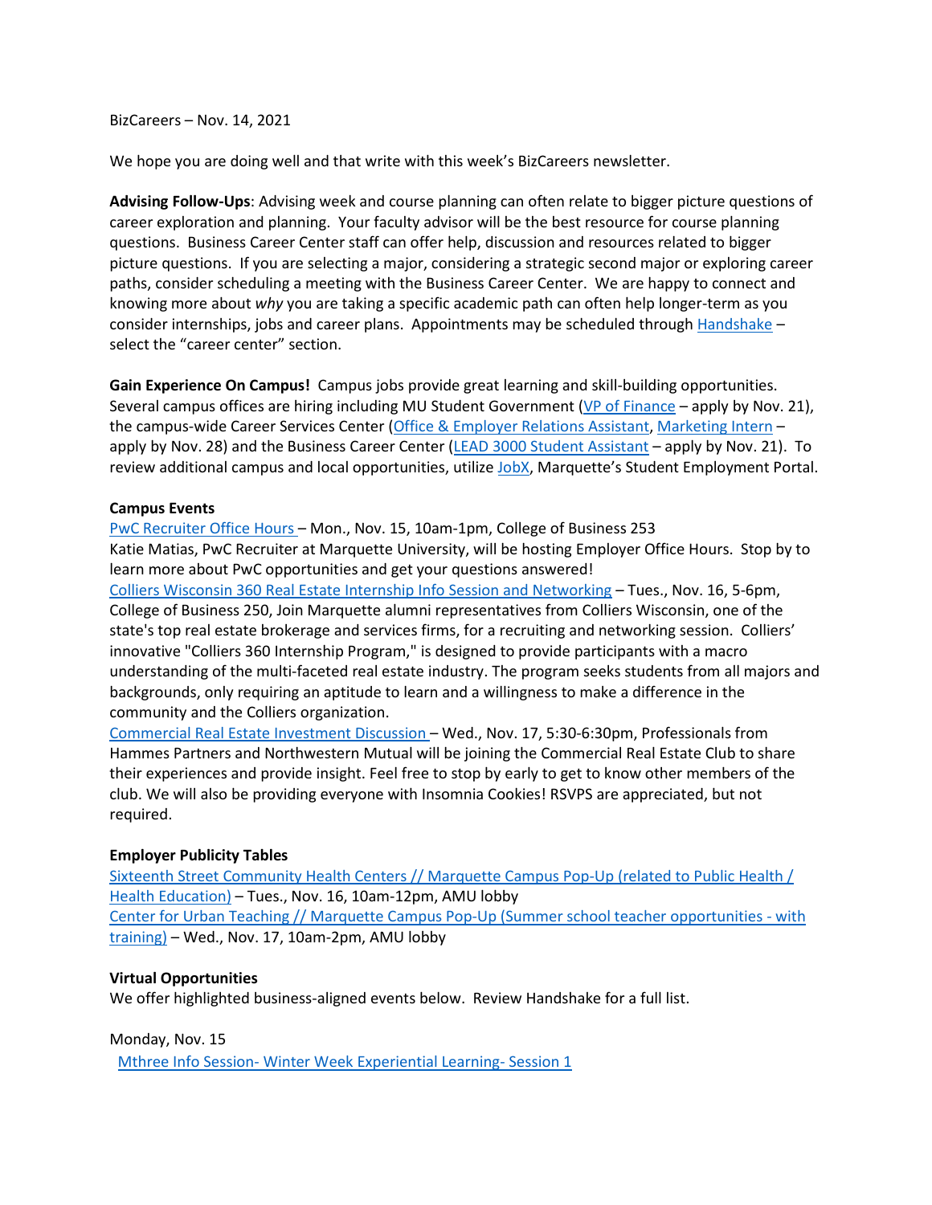BizCareers – Nov. 14, 2021

We hope you are doing well and that write with this week's BizCareers newsletter.

**Advising Follow-Ups**: Advising week and course planning can often relate to bigger picture questions of career exploration and planning. Your faculty advisor will be the best resource for course planning questions. Business Career Center staff can offer help, discussion and resources related to bigger picture questions. If you are selecting a major, considering a strategic second major or exploring career paths, consider scheduling a meeting with the Business Career Center. We are happy to connect and knowing more about *why* you are taking a specific academic path can often help longer-term as you consider internships, jobs and career plans. Appointments may be scheduled through Handshake – select the "career center" section.

**Gain Experience On Campus!** Campus jobs provide great learning and skill-building opportunities. Several campus offices are hiring including MU Student Government (VP of Finance – apply by Nov. 21), the campus-wide Career Services Center (Office & Employer Relations Assistant, Marketing Intern – apply by Nov. 28) and the Business Career Center (LEAD 3000 Student Assistant – apply by Nov. 21). To review additional campus and local opportunities, utilize JobX, Marquette's Student Employment Portal.

**Campus Events**

PwC Recruiter Office Hours – Mon., Nov. 15, 10am-1pm, College of Business 253
Katie Matias, PwC Recruiter at Marquette University, will be hosting Employer Office Hours. Stop by to learn more about PwC opportunities and get your questions answered!

Colliers Wisconsin 360 Real Estate Internship Info Session and Networking – Tues., Nov. 16, 5-6pm, College of Business 250, Join Marquette alumni representatives from Colliers Wisconsin, one of the state's top real estate brokerage and services firms, for a recruiting and networking session. Colliers' innovative "Colliers 360 Internship Program," is designed to provide participants with a macro understanding of the multi-faceted real estate industry. The program seeks students from all majors and backgrounds, only requiring an aptitude to learn and a willingness to make a difference in the community and the Colliers organization.

Commercial Real Estate Investment Discussion – Wed., Nov. 17, 5:30-6:30pm, Professionals from Hammes Partners and Northwestern Mutual will be joining the Commercial Real Estate Club to share their experiences and provide insight. Feel free to stop by early to get to know other members of the club. We will also be providing everyone with Insomnia Cookies! RSVPS are appreciated, but not required.

**Employer Publicity Tables**

Sixteenth Street Community Health Centers // Marquette Campus Pop-Up (related to Public Health / Health Education) – Tues., Nov. 16, 10am-12pm, AMU lobby

Center for Urban Teaching // Marquette Campus Pop-Up (Summer school teacher opportunities - with training) – Wed., Nov. 17, 10am-2pm, AMU lobby

**Virtual Opportunities**

We offer highlighted business-aligned events below. Review Handshake for a full list.

Monday, Nov. 15

Mthree Info Session- Winter Week Experiential Learning- Session 1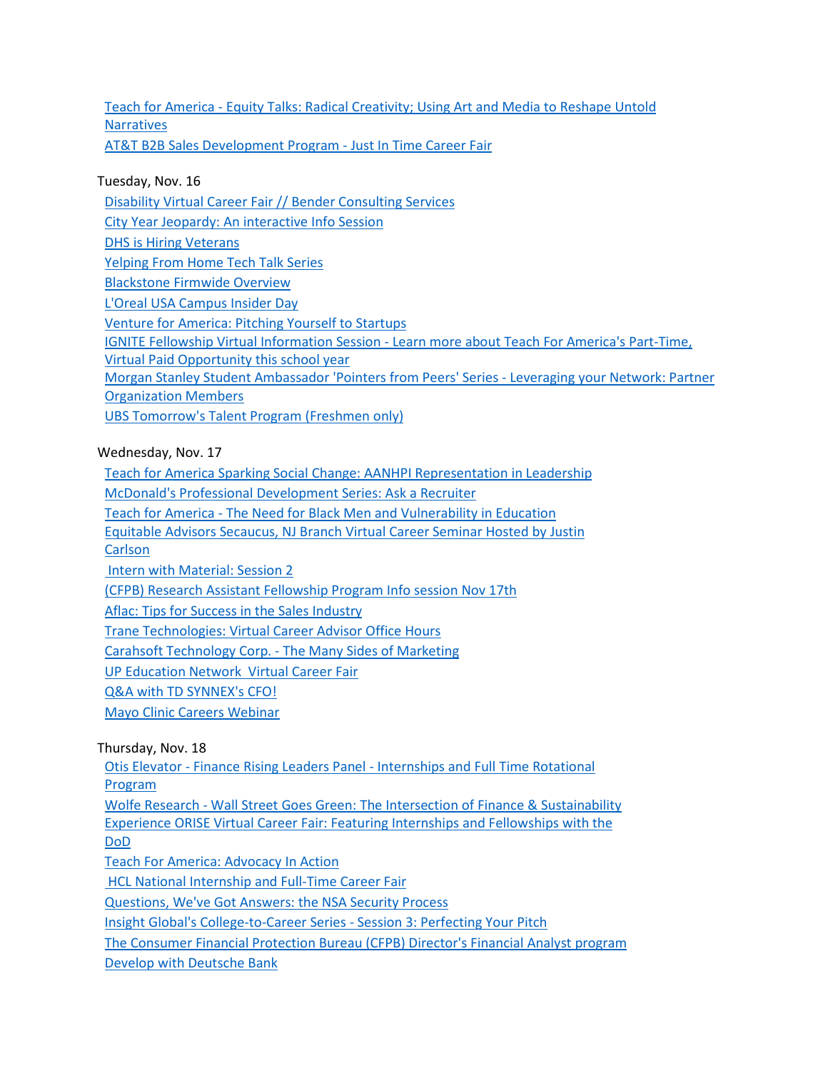Teach for America - Equity Talks: Radical Creativity; Using Art and Media to Reshape Untold Narratives
AT&T B2B Sales Development Program - Just In Time Career Fair

Tuesday, Nov. 16

Disability Virtual Career Fair // Bender Consulting Services
City Year Jeopardy: An interactive Info Session
DHS is Hiring Veterans
Yelping From Home Tech Talk Series
Blackstone Firmwide Overview
L'Oreal USA Campus Insider Day
Venture for America: Pitching Yourself to Startups
IGNITE Fellowship Virtual Information Session - Learn more about Teach For America's Part-Time, Virtual Paid Opportunity this school year
Morgan Stanley Student Ambassador 'Pointers from Peers' Series - Leveraging your Network: Partner Organization Members
UBS Tomorrow's Talent Program (Freshmen only)

Wednesday, Nov. 17

Teach for America Sparking Social Change: AANHPI Representation in Leadership
McDonald's Professional Development Series: Ask a Recruiter
Teach for America - The Need for Black Men and Vulnerability in Education
Equitable Advisors Secaucus, NJ Branch Virtual Career Seminar Hosted by Justin Carlson
Intern with Material: Session 2
(CFPB) Research Assistant Fellowship Program Info session Nov 17th
Aflac: Tips for Success in the Sales Industry
Trane Technologies: Virtual Career Advisor Office Hours
Carahsoft Technology Corp. - The Many Sides of Marketing
UP Education Network Virtual Career Fair
Q&A with TD SYNNEX's CFO!
Mayo Clinic Careers Webinar

Thursday, Nov. 18

Otis Elevator - Finance Rising Leaders Panel - Internships and Full Time Rotational Program
Wolfe Research - Wall Street Goes Green: The Intersection of Finance & Sustainability
Experience ORISE Virtual Career Fair: Featuring Internships and Fellowships with the DoD
Teach For America: Advocacy In Action
HCL National Internship and Full-Time Career Fair
Questions, We've Got Answers: the NSA Security Process
Insight Global's College-to-Career Series - Session 3: Perfecting Your Pitch
The Consumer Financial Protection Bureau (CFPB) Director's Financial Analyst program
Develop with Deutsche Bank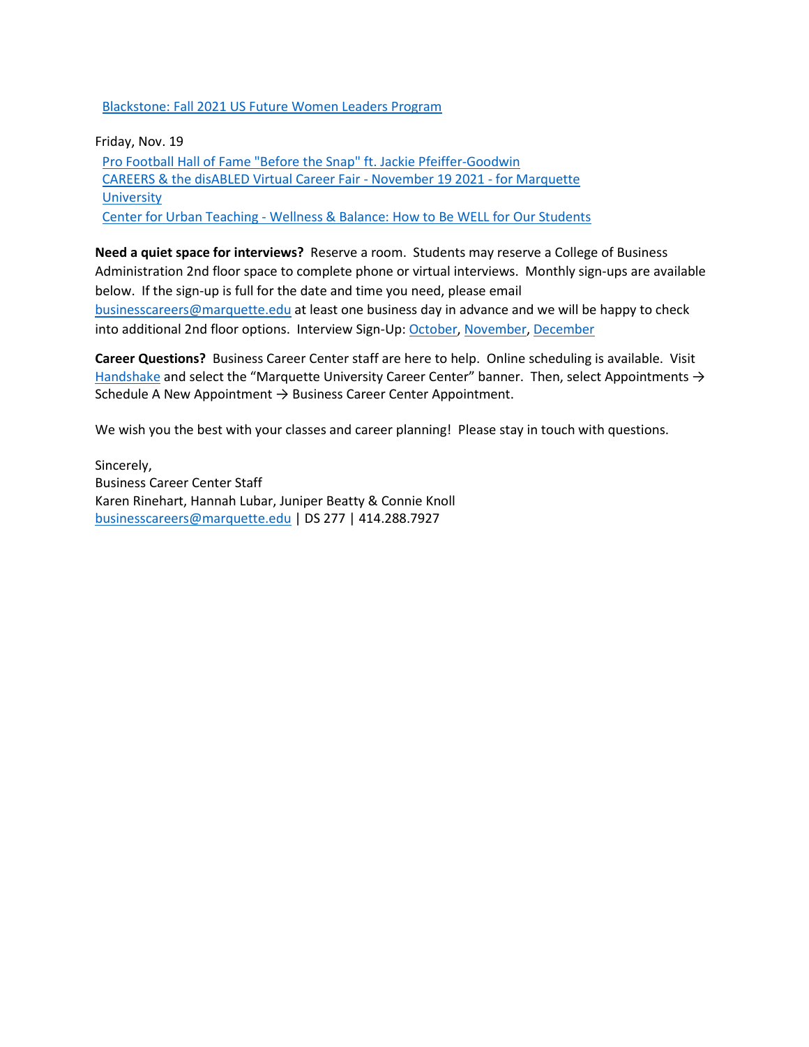[Blackstone: Fall 2021 US Future Women Leaders Program]

Friday, Nov. 19

[Pro Football Hall of Fame "Before the Snap" ft. Jackie Pfeiffer-Goodwin]
[CAREERS & the disABLED Virtual Career Fair - November 19 2021 - for Marquette University]
[Center for Urban Teaching - Wellness & Balance: How to Be WELL for Our Students]

**Need a quiet space for interviews?** Reserve a room. Students may reserve a College of Business Administration 2nd floor space to complete phone or virtual interviews. Monthly sign-ups are available below. If the sign-up is full for the date and time you need, please email businesscareers@marquette.edu at least one business day in advance and we will be happy to check into additional 2nd floor options. Interview Sign-Up: October, November, December

**Career Questions?** Business Career Center staff are here to help. Online scheduling is available. Visit Handshake and select the "Marquette University Career Center" banner. Then, select Appointments → Schedule A New Appointment → Business Career Center Appointment.

We wish you the best with your classes and career planning! Please stay in touch with questions.

Sincerely,
Business Career Center Staff
Karen Rinehart, Hannah Lubar, Juniper Beatty & Connie Knoll
businesscareers@marquette.edu | DS 277 | 414.288.7927